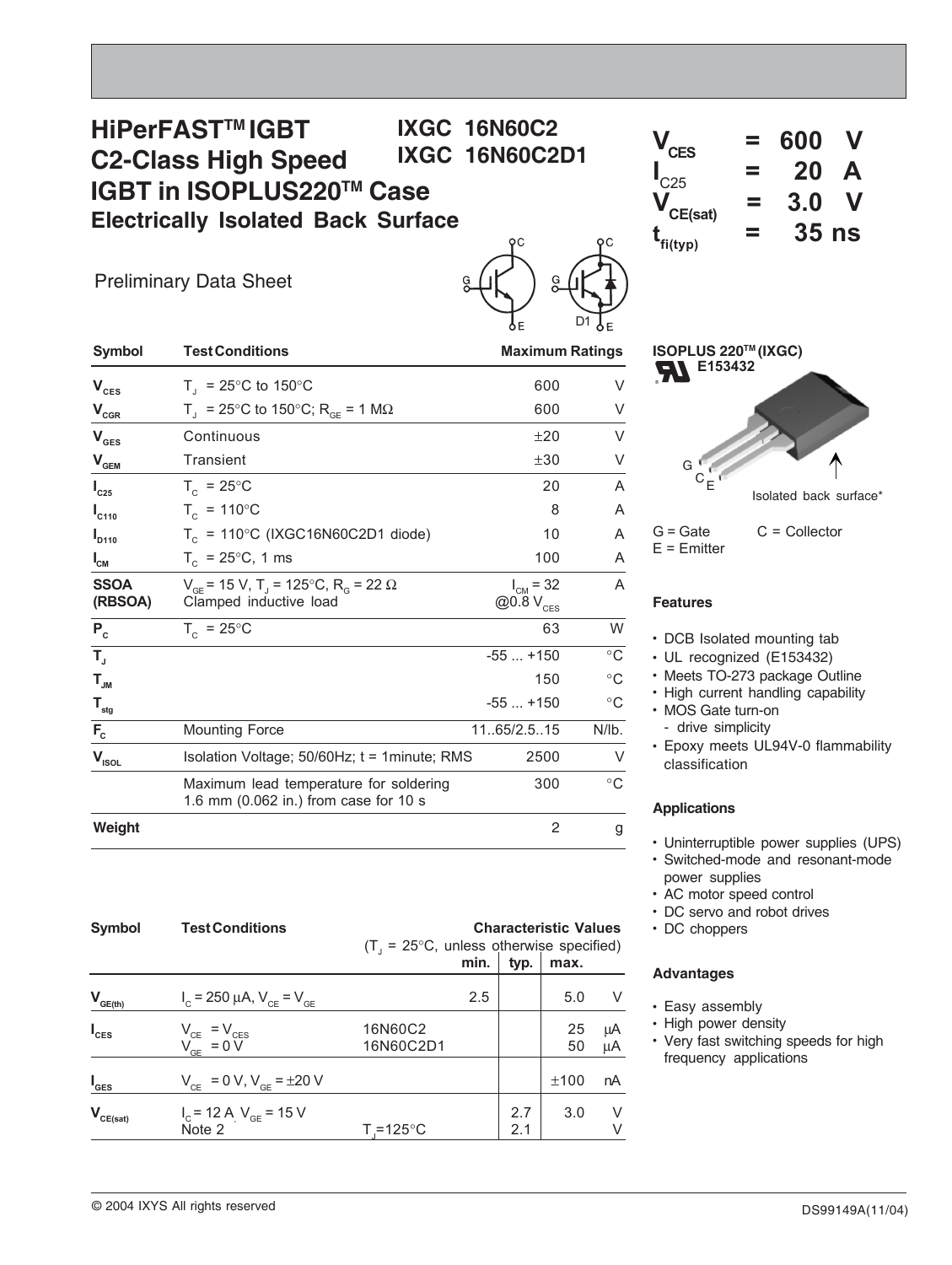# HiPerFAST™ IGBT C2-Class High Speed IGBT in ISOPLUS220™ Case

## Electrically Isolated Back Surface

**IXGC 16N60C2**
**IXGC 16N60C2D1**

Preliminary Data Sheet

| | | | |
|---|---|---|---|
| $V_{CES}$ | = | 600 | V |
| $I_{C25}$ | = | 20 | A |
| $V_{CE(sat)}$ | = | 3.0 | V |
| $t_{fi(typ)}$ | = | 35 | ns |

| Symbol | Test Conditions | Maximum Ratings | |
|---|---|---|---|
| $V_{CES}$ | $T_J$ = 25°C to 150°C | 600 | V |
| $V_{CGR}$ | $T_J$ = 25°C to 150°C; $R_{GE}$ = 1 MΩ | 600 | V |
| $V_{GES}$ | Continuous | ±20 | V |
| $V_{GEM}$ | Transient | ±30 | V |
| $I_{C25}$ | $T_C$ = 25°C | 20 | A |
| $I_{C110}$ | $T_C$ = 110°C | 8 | A |
| $I_{D110}$ | $T_C$ = 110°C (IXGC16N60C2D1 diode) | 10 | A |
| $I_{CM}$ | $T_C$ = 25°C, 1 ms | 100 | A |
| **SSOA (RBSOA)** | $V_{GE}$ = 15 V, $T_J$ = 125°C, $R_G$ = 22 Ω Clamped inductive load | $I_{CM}$ = 32 @0.8 $V_{CES}$ | A |
| $P_C$ | $T_C$ = 25°C | 63 | W |
| $T_J$ | | -55 ... +150 | °C |
| $T_{JM}$ | | 150 | °C |
| $T_{stg}$ | | -55 ... +150 | °C |
| $F_C$ | Mounting Force | 11..65/2.5..15 | N/lb. |
| $V_{ISOL}$ | Isolation Voltage; 50/60Hz; t = 1minute; RMS | 2500 | V |
| | Maximum lead temperature for soldering 1.6 mm (0.062 in.) from case for 10 s | 300 | °C |
| **Weight** | | 2 | g |

| Symbol | Test Conditions | | Characteristic Values ($T_J$ = 25°C, unless otherwise specified) min. | typ. | max. | |
|---|---|---|---|---|---|---|
| $V_{GE(th)}$ | $I_C$ = 250 µA, $V_{CE}$ = $V_{GE}$ | | 2.5 | | 5.0 | V |
| $I_{CES}$ | $V_{CE}$ = $V_{CES}$, $V_{GE}$ = 0 V | 16N60C2 | | | 25 | µA |
| | | 16N60C2D1 | | | 50 | µA |
| $I_{GES}$ | $V_{CE}$ = 0 V, $V_{GE}$ = ±20 V | | | | ±100 | nA |
| $V_{CE(sat)}$ | $I_C$ = 12 A, $V_{GE}$ = 15 V Note 2 | | | 2.7 | 3.0 | V |
| | | $T_J$=125°C | | 2.1 | | V |

**ISOPLUS 220™ (IXGC)**
E153432

G C E — Isolated back surface*

G = Gate C = Collector
E = Emitter

### Features

- DCB Isolated mounting tab
- UL recognized (E153432)
- Meets TO-273 package Outline
- High current handling capability
- MOS Gate turn-on
  - drive simplicity
- Epoxy meets UL94V-0 flammability classification

### Applications

- Uninterruptible power supplies (UPS)
- Switched-mode and resonant-mode power supplies
- AC motor speed control
- DC servo and robot drives
- DC choppers

### Advantages

- Easy assembly
- High power density
- Very fast switching speeds for high frequency applications

© 2004 IXYS All rights reserved DS99149A(11/04)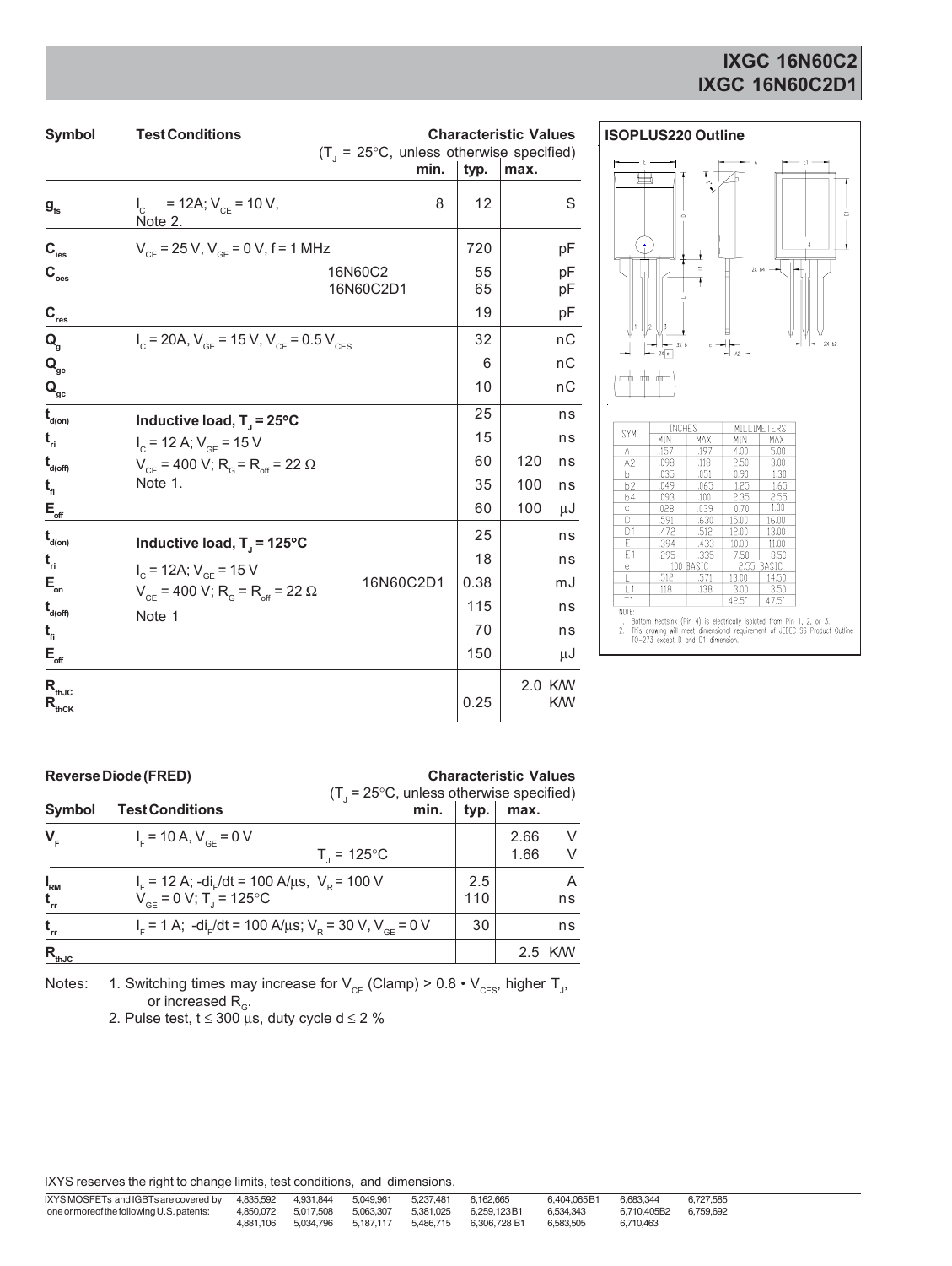# IXGC 16N60C2
# IXGC 16N60C2D1

| Symbol | Test Conditions | | Characteristic Values ($T_J$ = 25°C, unless otherwise specified) min. | typ. | max. | |
|---|---|---|---|---|---|---|
| $g_{fs}$ | $I_C$ = 12A; $V_{CE}$ = 10 V, Note 2. | | 8 | 12 | | S |
| $C_{ies}$ | $V_{CE}$ = 25 V, $V_{GE}$ = 0 V, f = 1 MHz | | | 720 | | pF |
| $C_{oes}$ | | 16N60C2 | | 55 | | pF |
| | | 16N60C2D1 | | 65 | | pF |
| $C_{res}$ | | | | 19 | | pF |
| $Q_g$ | $I_C$ = 20A, $V_{GE}$ = 15 V, $V_{CE}$ = 0.5 $V_{CES}$ | | | 32 | | nC |
| $Q_{ge}$ | | | | 6 | | nC |
| $Q_{gc}$ | | | | 10 | | nC |
| $t_{d(on)}$ | **Inductive load, $T_J$ = 25°C** | | | 25 | | ns |
| $t_{ri}$ | $I_C$ = 12 A; $V_{GE}$ = 15 V | | | 15 | | ns |
| $t_{d(off)}$ | $V_{CE}$ = 400 V; $R_G$ = $R_{off}$ = 22 Ω | | | 60 | 120 | ns |
| $t_{fi}$ | Note 1. | | | 35 | 100 | ns |
| $E_{off}$ | | | | 60 | 100 | μJ |
| $t_{d(on)}$ | **Inductive load, $T_J$ = 125°C** | | | 25 | | ns |
| $t_{ri}$ | $I_C$ = 12A; $V_{GE}$ = 15 V | | | 18 | | ns |
| $E_{on}$ | $V_{CE}$ = 400 V; $R_G$ = $R_{off}$ = 22 Ω | 16N60C2D1 | | 0.38 | | mJ |
| $t_{d(off)}$ | Note 1 | | | 115 | | ns |
| $t_{fi}$ | | | | 70 | | ns |
| $E_{off}$ | | | | 150 | | μJ |
| $R_{thJC}$ | | | | | 2.0 | K/W |
| $R_{thCK}$ | | | | 0.25 | | K/W |

## ISOPLUS220 Outline

| SYM | INCHES MIN | INCHES MAX | MILLIMETERS MIN | MILLIMETERS MAX |
|---|---|---|---|---|
| A | .157 | .197 | 4.00 | 5.00 |
| A2 | .098 | .118 | 2.50 | 3.00 |
| b | .035 | .051 | 0.90 | 1.30 |
| b2 | .049 | .065 | 1.25 | 1.65 |
| b4 | .093 | .100 | 2.35 | 2.55 |
| c | .028 | .039 | 0.70 | 1.00 |
| D | .591 | .630 | 15.00 | 16.00 |
| D1 | .472 | .512 | 12.00 | 13.00 |
| E | .394 | .433 | 10.00 | 11.00 |
| E1 | .295 | .335 | 7.50 | 8.50 |
| e | .100 BASIC | | 2.55 BASIC | |
| L | .512 | .571 | 13.00 | 14.50 |
| L1 | .118 | .138 | 3.00 | 3.50 |
| T° | | | 42.5° | 47.5° |

NOTE:
1. Bottom heatsink (Pin 4) is electrically isolated from Pin 1, 2, or 3.
2. This drawing will meet dimensional requirement of JEDEC SS Product Outline TO-273 except D and D1 dimension.

## Reverse Diode (FRED)

| Symbol | Test Conditions | Characteristic Values ($T_J$ = 25°C, unless otherwise specified) min. | typ. | max. | |
|---|---|---|---|---|---|
| $V_F$ | $I_F$ = 10 A, $V_{GE}$ = 0 V | | | 2.66 | V |
| | $T_J$ = 125°C | | | 1.66 | V |
| $I_{RM}$ | $I_F$ = 12 A; $-di_F/dt$ = 100 A/μs, $V_R$ = 100 V | | 2.5 | | A |
| $t_{rr}$ | $V_{GE}$ = 0 V; $T_J$ = 125°C | | 110 | | ns |
| $t_{rr}$ | $I_F$ = 1 A; $-di_F/dt$ = 100 A/μs; $V_R$ = 30 V, $V_{GE}$ = 0 V | | 30 | | ns |
| $R_{thJC}$ | | | | 2.5 | K/W |

Notes:
1. Switching times may increase for $V_{CE}$ (Clamp) > 0.8 • $V_{CES}$, higher $T_J$, or increased $R_G$.
2. Pulse test, t ≤ 300 μs, duty cycle d ≤ 2 %

IXYS reserves the right to change limits, test conditions, and dimensions.

| | | | | | | | | |
|---|---|---|---|---|---|---|---|---|
| IXYS MOSFETs and IGBTs are covered by one or more of the following U.S. patents: | 4,835,592 | 4,931,844 | 5,049,961 | 5,237,481 | 6,162,665 | 6,404,065 B1 | 6,683,344 | 6,727,585 |
| | 4,850,072 | 5,017,508 | 5,063,307 | 5,381,025 | 6,259,123 B1 | 6,534,343 | 6,710,405B2 | 6,759,692 |
| | 4,881,106 | 5,034,796 | 5,187,117 | 5,486,715 | 6,306,728 B1 | 6,583,505 | 6,710,463 | |